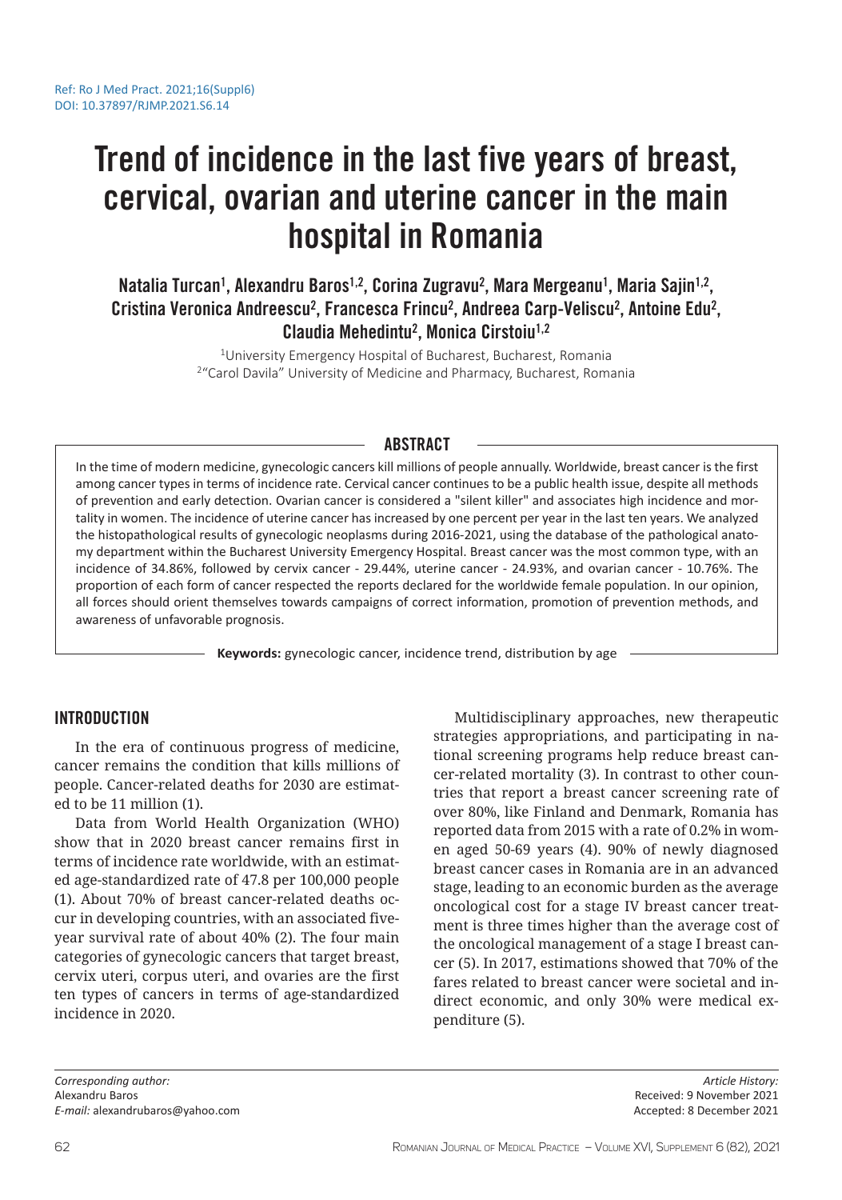Ref: Ro J Med Pract. 2021;16(Suppl6)
DOI: 10.37897/RJMP.2021.S6.14

# Trend of incidence in the last five years of breast, cervical, ovarian and uterine cancer in the main hospital in Romania

**Natalia Turcan[1], Alexandru Baros[1,2], Corina Zugravu[2], Mara Mergeanu[1], Maria Sajin[1,2], Cristina Veronica Andreescu[2], Francesca Frincu[2], Andreea Carp-Veliscu[2], Antoine Edu[2], Claudia Mehedintu[2], Monica Cirstoiu[1,2]**

[1]University Emergency Hospital of Bucharest, Bucharest, Romania
[2]"Carol Davila" University of Medicine and Pharmacy, Bucharest, Romania

## ABSTRACT

In the time of modern medicine, gynecologic cancers kill millions of people annually. Worldwide, breast cancer is the first among cancer types in terms of incidence rate. Cervical cancer continues to be a public health issue, despite all methods of prevention and early detection. Ovarian cancer is considered a "silent killer" and associates high incidence and mortality in women. The incidence of uterine cancer has increased by one percent per year in the last ten years. We analyzed the histopathological results of gynecologic neoplasms during 2016-2021, using the database of the pathological anatomy department within the Bucharest University Emergency Hospital. Breast cancer was the most common type, with an incidence of 34.86%, followed by cervix cancer - 29.44%, uterine cancer - 24.93%, and ovarian cancer - 10.76%. The proportion of each form of cancer respected the reports declared for the worldwide female population. In our opinion, all forces should orient themselves towards campaigns of correct information, promotion of prevention methods, and awareness of unfavorable prognosis.

**Keywords:** gynecologic cancer, incidence trend, distribution by age

## INTRODUCTION

In the era of continuous progress of medicine, cancer remains the condition that kills millions of people. Cancer-related deaths for 2030 are estimated to be 11 million (1).

Data from World Health Organization (WHO) show that in 2020 breast cancer remains first in terms of incidence rate worldwide, with an estimated age-standardized rate of 47.8 per 100,000 people (1). About 70% of breast cancer-related deaths occur in developing countries, with an associated five-year survival rate of about 40% (2). The four main categories of gynecologic cancers that target breast, cervix uteri, corpus uteri, and ovaries are the first ten types of cancers in terms of age-standardized incidence in 2020.

Multidisciplinary approaches, new therapeutic strategies appropriations, and participating in national screening programs help reduce breast cancer-related mortality (3). In contrast to other countries that report a breast cancer screening rate of over 80%, like Finland and Denmark, Romania has reported data from 2015 with a rate of 0.2% in women aged 50-69 years (4). 90% of newly diagnosed breast cancer cases in Romania are in an advanced stage, leading to an economic burden as the average oncological cost for a stage IV breast cancer treatment is three times higher than the average cost of the oncological management of a stage I breast cancer (5). In 2017, estimations showed that 70% of the fares related to breast cancer were societal and indirect economic, and only 30% were medical expenditure (5).

*Corresponding author:*
Alexandru Baros
*E-mail:* alexandrubaros@yahoo.com

*Article History:*
Received: 9 November 2021
Accepted: 8 December 2021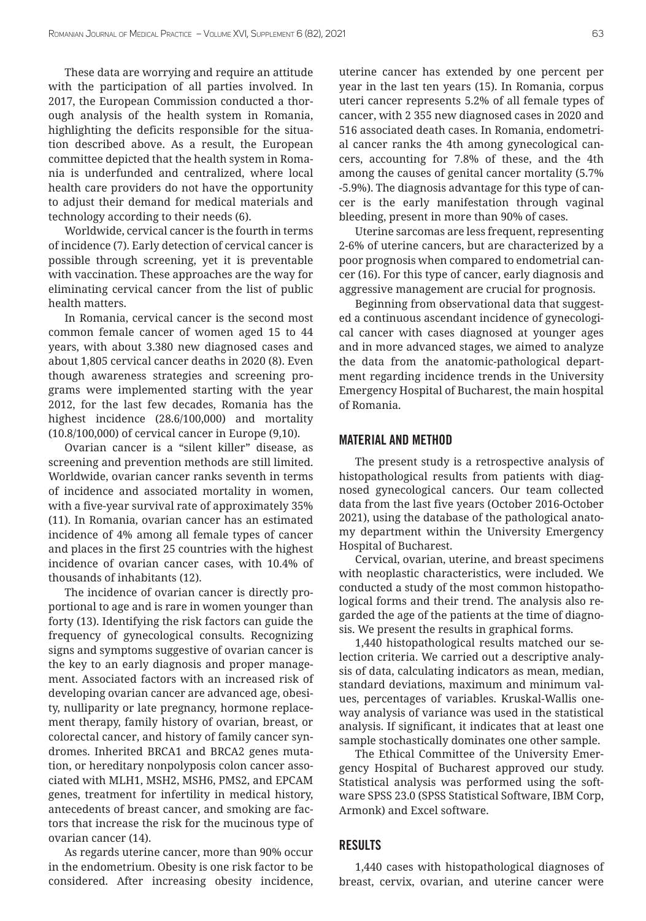These data are worrying and require an attitude with the participation of all parties involved. In 2017, the European Commission conducted a thorough analysis of the health system in Romania, highlighting the deficits responsible for the situation described above. As a result, the European committee depicted that the health system in Romania is underfunded and centralized, where local health care providers do not have the opportunity to adjust their demand for medical materials and technology according to their needs (6).

Worldwide, cervical cancer is the fourth in terms of incidence (7). Early detection of cervical cancer is possible through screening, yet it is preventable with vaccination. These approaches are the way for eliminating cervical cancer from the list of public health matters.

In Romania, cervical cancer is the second most common female cancer of women aged 15 to 44 years, with about 3.380 new diagnosed cases and about 1,805 cervical cancer deaths in 2020 (8). Even though awareness strategies and screening programs were implemented starting with the year 2012, for the last few decades, Romania has the highest incidence (28.6/100,000) and mortality (10.8/100,000) of cervical cancer in Europe (9,10).

Ovarian cancer is a "silent killer" disease, as screening and prevention methods are still limited. Worldwide, ovarian cancer ranks seventh in terms of incidence and associated mortality in women, with a five-year survival rate of approximately 35% (11). In Romania, ovarian cancer has an estimated incidence of 4% among all female types of cancer and places in the first 25 countries with the highest incidence of ovarian cancer cases, with 10.4% of thousands of inhabitants (12).

The incidence of ovarian cancer is directly proportional to age and is rare in women younger than forty (13). Identifying the risk factors can guide the frequency of gynecological consults. Recognizing signs and symptoms suggestive of ovarian cancer is the key to an early diagnosis and proper management. Associated factors with an increased risk of developing ovarian cancer are advanced age, obesity, nulliparity or late pregnancy, hormone replacement therapy, family history of ovarian, breast, or colorectal cancer, and history of family cancer syndromes. Inherited BRCA1 and BRCA2 genes mutation, or hereditary nonpolyposis colon cancer associated with MLH1, MSH2, MSH6, PMS2, and EPCAM genes, treatment for infertility in medical history, antecedents of breast cancer, and smoking are factors that increase the risk for the mucinous type of ovarian cancer (14).

As regards uterine cancer, more than 90% occur in the endometrium. Obesity is one risk factor to be considered. After increasing obesity incidence, uterine cancer has extended by one percent per year in the last ten years (15). In Romania, corpus uteri cancer represents 5.2% of all female types of cancer, with 2 355 new diagnosed cases in 2020 and 516 associated death cases. In Romania, endometrial cancer ranks the 4th among gynecological cancers, accounting for 7.8% of these, and the 4th among the causes of genital cancer mortality (5.7% -5.9%). The diagnosis advantage for this type of cancer is the early manifestation through vaginal bleeding, present in more than 90% of cases.

Uterine sarcomas are less frequent, representing 2-6% of uterine cancers, but are characterized by a poor prognosis when compared to endometrial cancer (16). For this type of cancer, early diagnosis and aggressive management are crucial for prognosis.

Beginning from observational data that suggested a continuous ascendant incidence of gynecological cancer with cases diagnosed at younger ages and in more advanced stages, we aimed to analyze the data from the anatomic-pathological department regarding incidence trends in the University Emergency Hospital of Bucharest, the main hospital of Romania.

## MATERIAL AND METHOD

The present study is a retrospective analysis of histopathological results from patients with diagnosed gynecological cancers. Our team collected data from the last five years (October 2016-October 2021), using the database of the pathological anatomy department within the University Emergency Hospital of Bucharest.

Cervical, ovarian, uterine, and breast specimens with neoplastic characteristics, were included. We conducted a study of the most common histopathological forms and their trend. The analysis also regarded the age of the patients at the time of diagnosis. We present the results in graphical forms.

1,440 histopathological results matched our selection criteria. We carried out a descriptive analysis of data, calculating indicators as mean, median, standard deviations, maximum and minimum values, percentages of variables. Kruskal-Wallis one-way analysis of variance was used in the statistical analysis. If significant, it indicates that at least one sample stochastically dominates one other sample.

The Ethical Committee of the University Emergency Hospital of Bucharest approved our study. Statistical analysis was performed using the software SPSS 23.0 (SPSS Statistical Software, IBM Corp, Armonk) and Excel software.

## RESULTS

1,440 cases with histopathological diagnoses of breast, cervix, ovarian, and uterine cancer were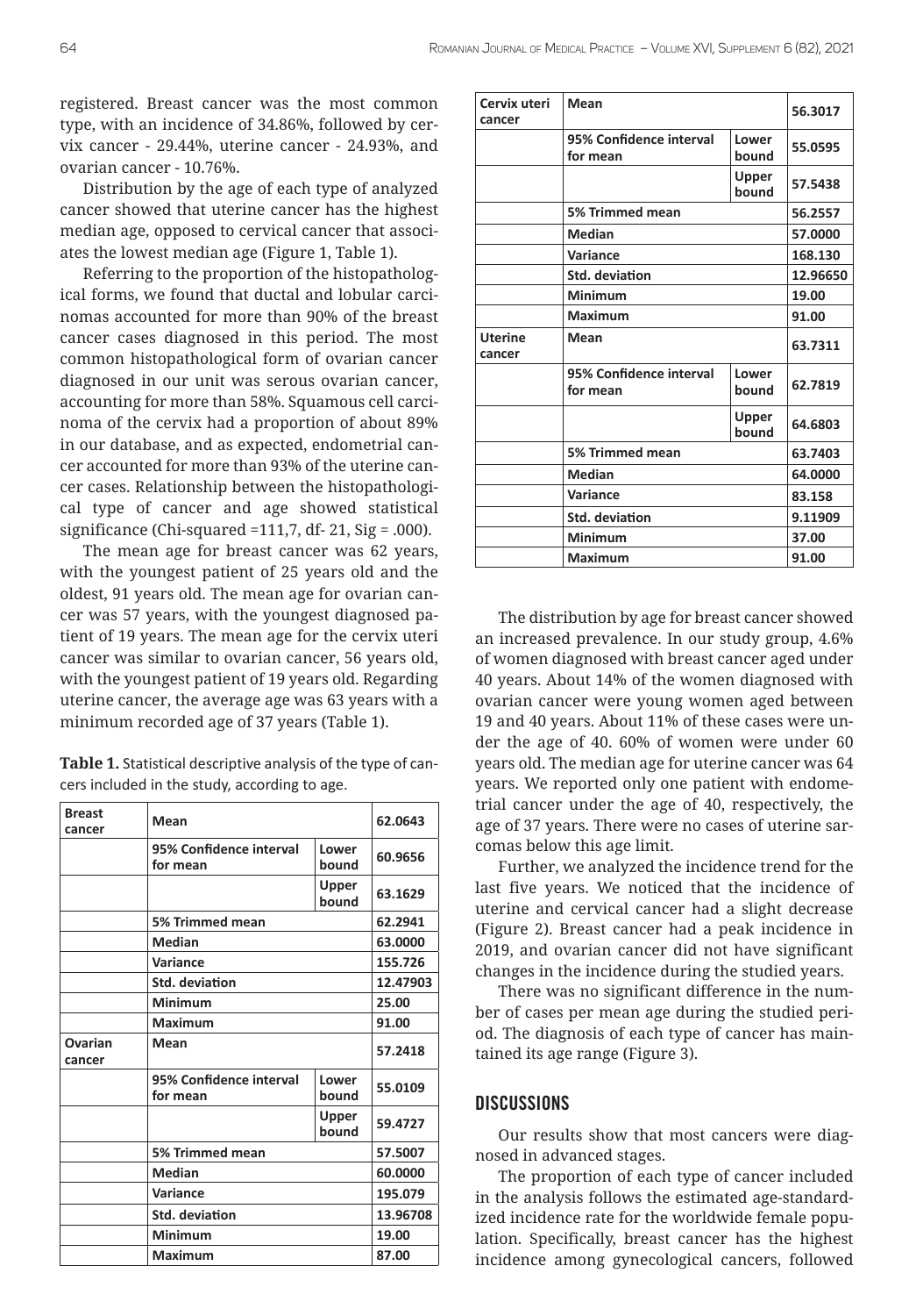registered. Breast cancer was the most common type, with an incidence of 34.86%, followed by cervix cancer - 29.44%, uterine cancer - 24.93%, and ovarian cancer - 10.76%.

Distribution by the age of each type of analyzed cancer showed that uterine cancer has the highest median age, opposed to cervical cancer that associates the lowest median age (Figure 1, Table 1).

Referring to the proportion of the histopathological forms, we found that ductal and lobular carcinomas accounted for more than 90% of the breast cancer cases diagnosed in this period. The most common histopathological form of ovarian cancer diagnosed in our unit was serous ovarian cancer, accounting for more than 58%. Squamous cell carcinoma of the cervix had a proportion of about 89% in our database, and as expected, endometrial cancer accounted for more than 93% of the uterine cancer cases. Relationship between the histopathological type of cancer and age showed statistical significance (Chi-squared =111,7, df- 21, Sig = .000).

The mean age for breast cancer was 62 years, with the youngest patient of 25 years old and the oldest, 91 years old. The mean age for ovarian cancer was 57 years, with the youngest diagnosed patient of 19 years. The mean age for the cervix uteri cancer was similar to ovarian cancer, 56 years old, with the youngest patient of 19 years old. Regarding uterine cancer, the average age was 63 years with a minimum recorded age of 37 years (Table 1).

**Table 1.** Statistical descriptive analysis of the type of cancers included in the study, according to age.

| | | | |
|---|---|---|---|
| **Breast cancer** | **Mean** | | **62.0643** |
| | **95% Confidence interval for mean** | **Lower bound** | **60.9656** |
| | | **Upper bound** | **63.1629** |
| | **5% Trimmed mean** | | **62.2941** |
| | **Median** | | **63.0000** |
| | **Variance** | | **155.726** |
| | **Std. deviation** | | **12.47903** |
| | **Minimum** | | **25.00** |
| | **Maximum** | | **91.00** |
| **Ovarian cancer** | **Mean** | | **57.2418** |
| | **95% Confidence interval for mean** | **Lower bound** | **55.0109** |
| | | **Upper bound** | **59.4727** |
| | **5% Trimmed mean** | | **57.5007** |
| | **Median** | | **60.0000** |
| | **Variance** | | **195.079** |
| | **Std. deviation** | | **13.96708** |
| | **Minimum** | | **19.00** |
| | **Maximum** | | **87.00** |
| **Cervix uteri cancer** | **Mean** | | **56.3017** |
| | **95% Confidence interval for mean** | **Lower bound** | **55.0595** |
| | | **Upper bound** | **57.5438** |
| | **5% Trimmed mean** | | **56.2557** |
| | **Median** | | **57.0000** |
| | **Variance** | | **168.130** |
| | **Std. deviation** | | **12.96650** |
| | **Minimum** | | **19.00** |
| | **Maximum** | | **91.00** |
| **Uterine cancer** | **Mean** | | **63.7311** |
| | **95% Confidence interval for mean** | **Lower bound** | **62.7819** |
| | | **Upper bound** | **64.6803** |
| | **5% Trimmed mean** | | **63.7403** |
| | **Median** | | **64.0000** |
| | **Variance** | | **83.158** |
| | **Std. deviation** | | **9.11909** |
| | **Minimum** | | **37.00** |
| | **Maximum** | | **91.00** |

The distribution by age for breast cancer showed an increased prevalence. In our study group, 4.6% of women diagnosed with breast cancer aged under 40 years. About 14% of the women diagnosed with ovarian cancer were young women aged between 19 and 40 years. About 11% of these cases were under the age of 40. 60% of women were under 60 years old. The median age for uterine cancer was 64 years. We reported only one patient with endometrial cancer under the age of 40, respectively, the age of 37 years. There were no cases of uterine sarcomas below this age limit.

Further, we analyzed the incidence trend for the last five years. We noticed that the incidence of uterine and cervical cancer had a slight decrease (Figure 2). Breast cancer had a peak incidence in 2019, and ovarian cancer did not have significant changes in the incidence during the studied years.

There was no significant difference in the number of cases per mean age during the studied period. The diagnosis of each type of cancer has maintained its age range (Figure 3).

## DISCUSSIONS

Our results show that most cancers were diagnosed in advanced stages.

The proportion of each type of cancer included in the analysis follows the estimated age-standardized incidence rate for the worldwide female population. Specifically, breast cancer has the highest incidence among gynecological cancers, followed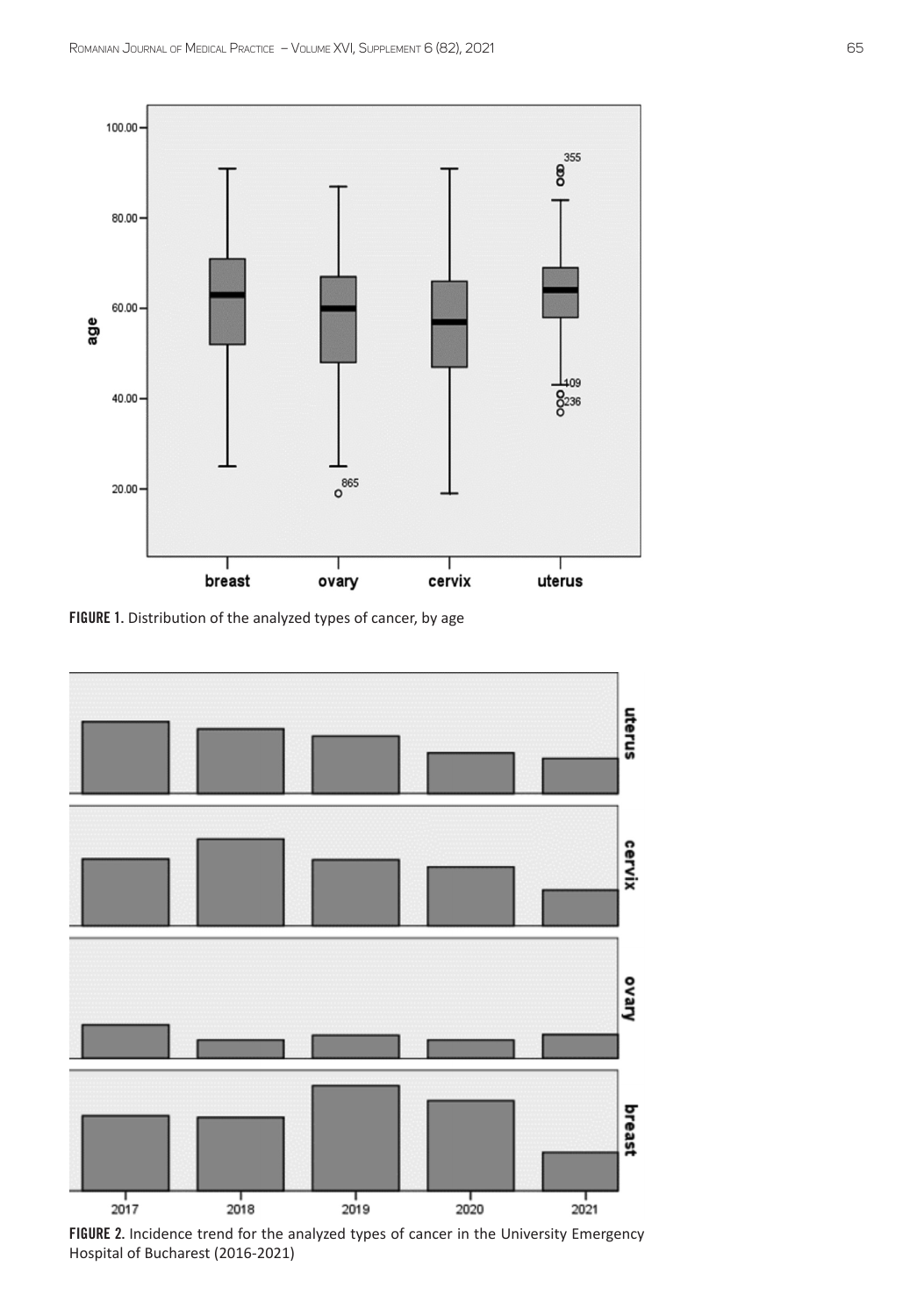**FIGURE 1.** Distribution of the analyzed types of cancer, by age

**FIGURE 2.** Incidence trend for the analyzed types of cancer in the University Emergency Hospital of Bucharest (2016-2021)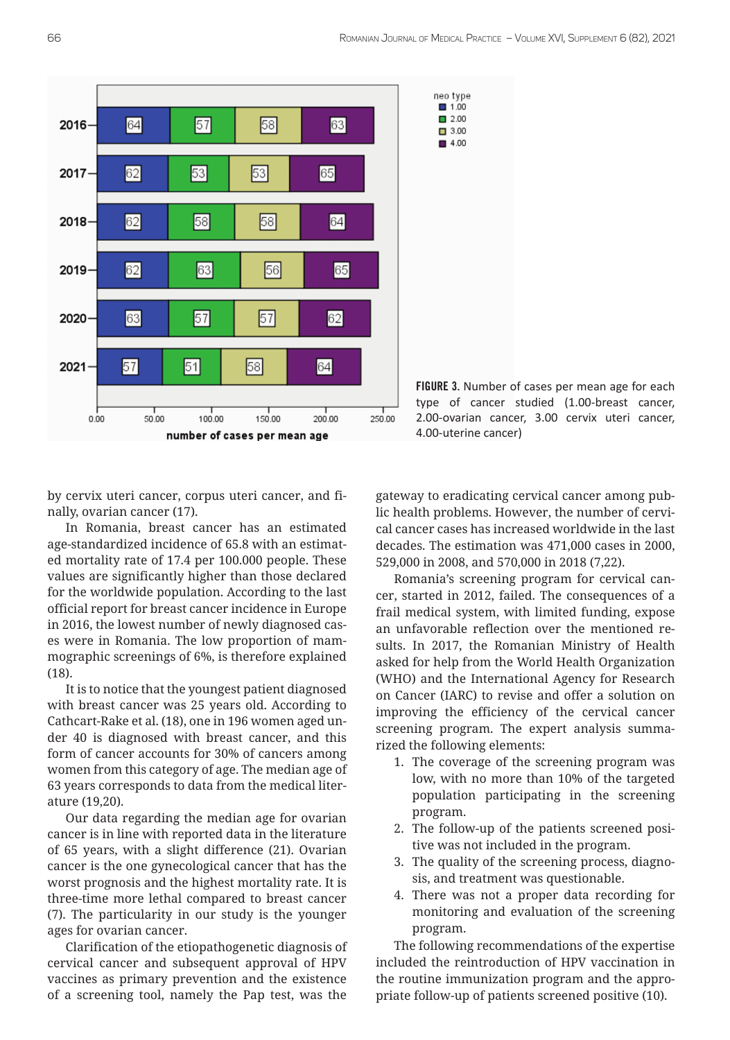FIGURE 3. Number of cases per mean age for each type of cancer studied (1.00-breast cancer, 2.00-ovarian cancer, 3.00 cervix uteri cancer, 4.00-uterine cancer)

by cervix uteri cancer, corpus uteri cancer, and finally, ovarian cancer (17).

In Romania, breast cancer has an estimated age-standardized incidence of 65.8 with an estimated mortality rate of 17.4 per 100.000 people. These values are significantly higher than those declared for the worldwide population. According to the last official report for breast cancer incidence in Europe in 2016, the lowest number of newly diagnosed cases were in Romania. The low proportion of mammographic screenings of 6%, is therefore explained (18).

It is to notice that the youngest patient diagnosed with breast cancer was 25 years old. According to Cathcart-Rake et al. (18), one in 196 women aged under 40 is diagnosed with breast cancer, and this form of cancer accounts for 30% of cancers among women from this category of age. The median age of 63 years corresponds to data from the medical literature (19,20).

Our data regarding the median age for ovarian cancer is in line with reported data in the literature of 65 years, with a slight difference (21). Ovarian cancer is the one gynecological cancer that has the worst prognosis and the highest mortality rate. It is three-time more lethal compared to breast cancer (7). The particularity in our study is the younger ages for ovarian cancer.

Clarification of the etiopathogenetic diagnosis of cervical cancer and subsequent approval of HPV vaccines as primary prevention and the existence of a screening tool, namely the Pap test, was the gateway to eradicating cervical cancer among public health problems. However, the number of cervical cancer cases has increased worldwide in the last decades. The estimation was 471,000 cases in 2000, 529,000 in 2008, and 570,000 in 2018 (7,22).

Romania's screening program for cervical cancer, started in 2012, failed. The consequences of a frail medical system, with limited funding, expose an unfavorable reflection over the mentioned results. In 2017, the Romanian Ministry of Health asked for help from the World Health Organization (WHO) and the International Agency for Research on Cancer (IARC) to revise and offer a solution on improving the efficiency of the cervical cancer screening program. The expert analysis summarized the following elements:

1. The coverage of the screening program was low, with no more than 10% of the targeted population participating in the screening program.
2. The follow-up of the patients screened positive was not included in the program.
3. The quality of the screening process, diagnosis, and treatment was questionable.
4. There was not a proper data recording for monitoring and evaluation of the screening program.

The following recommendations of the expertise included the reintroduction of HPV vaccination in the routine immunization program and the appropriate follow-up of patients screened positive (10).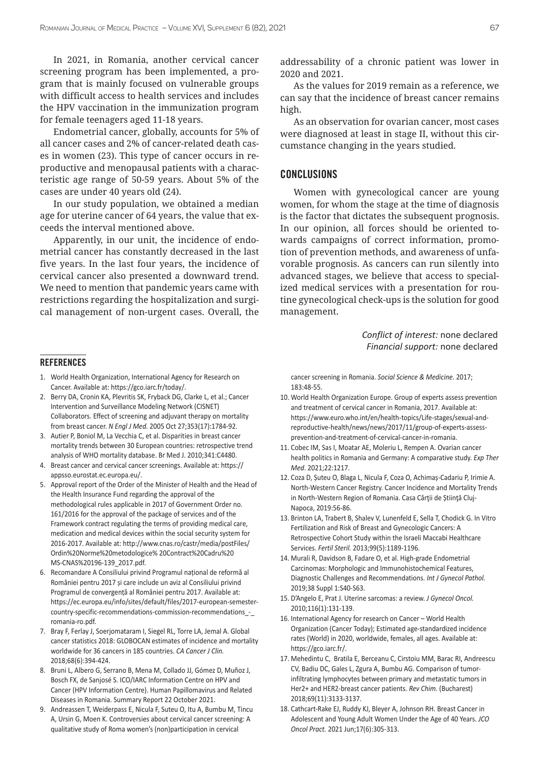In 2021, in Romania, another cervical cancer screening program has been implemented, a program that is mainly focused on vulnerable groups with difficult access to health services and includes the HPV vaccination in the immunization program for female teenagers aged 11-18 years.

Endometrial cancer, globally, accounts for 5% of all cancer cases and 2% of cancer-related death cases in women (23). This type of cancer occurs in reproductive and menopausal patients with a characteristic age range of 50-59 years. About 5% of the cases are under 40 years old (24).

In our study population, we obtained a median age for uterine cancer of 64 years, the value that exceeds the interval mentioned above.

Apparently, in our unit, the incidence of endometrial cancer has constantly decreased in the last five years. In the last four years, the incidence of cervical cancer also presented a downward trend. We need to mention that pandemic years came with restrictions regarding the hospitalization and surgical management of non-urgent cases. Overall, the addressability of a chronic patient was lower in 2020 and 2021.

As the values for 2019 remain as a reference, we can say that the incidence of breast cancer remains high.

As an observation for ovarian cancer, most cases were diagnosed at least in stage II, without this circumstance changing in the years studied.

## CONCLUSIONS

Women with gynecological cancer are young women, for whom the stage at the time of diagnosis is the factor that dictates the subsequent prognosis. In our opinion, all forces should be oriented towards campaigns of correct information, promotion of prevention methods, and awareness of unfavorable prognosis. As cancers can run silently into advanced stages, we believe that access to specialized medical services with a presentation for routine gynecological check-ups is the solution for good management.

*Conflict of interest:* none declared
*Financial support:* none declared

## REFERENCES

1. World Health Organization, International Agency for Research on Cancer. Available at: https://gco.iarc.fr/today/.
2. Berry DA, Cronin KA, Plevritis SK, Fryback DG, Clarke L, et al.; Cancer Intervention and Surveillance Modeling Network (CISNET) Collaborators. Effect of screening and adjuvant therapy on mortality from breast cancer. *N Engl J Med.* 2005 Oct 27;353(17):1784-92.
3. Autier P, Boniol M, La Vecchia C, et al. Disparities in breast cancer mortality trends between 30 European countries: retrospective trend analysis of WHO mortality database. Br Med J. 2010;341:C4480.
4. Breast cancer and cervical cancer screenings. Available at: https://appsso.eurostat.ec.europa.eu/.
5. Approval report of the Order of the Minister of Health and the Head of the Health Insurance Fund regarding the approval of the methodological rules applicable in 2017 of Government Order no. 161/2016 for the approval of the package of services and of the Framework contract regulating the terms of providing medical care, medication and medical devices within the social security system for 2016-2017. Available at: http://www.cnas.ro/castr/media/postFiles/Ordin%20Norme%20metodologice% 20Contract%20Cadru%20 MS-CNAS%20196-139_2017.pdf.
6. Recomandare A Consiliului privind Programul național de reformă al României pentru 2017 și care include un aviz al Consiliului privind Programul de convergență al României pentru 2017. Available at: https://ec.europa.eu/info/sites/default/files/2017-european-semester-country-specific-recommendations-commission-recommendations_-_romania-ro.pdf.
7. Bray F, Ferlay J, Soerjomataram I, Siegel RL, Torre LA, Jemal A. Global cancer statistics 2018: GLOBOCAN estimates of incidence and mortality worldwide for 36 cancers in 185 countries. *CA Cancer J Clin.* 2018;68(6):394-424.
8. Bruni L, Albero G, Serrano B, Mena M, Collado JJ, Gómez D, Muñoz J, Bosch FX, de Sanjosé S. ICO/IARC Information Centre on HPV and Cancer (HPV Information Centre). Human Papillomavirus and Related Diseases in Romania. Summary Report 22 October 2021.
9. Andreassen T, Weiderpass E, Nicula F, Suteu O, Itu A, Bumbu M, Tincu A, Ursin G, Moen K. Controversies about cervical cancer screening: A qualitative study of Roma women's (non)participation in cervical cancer screening in Romania. *Social Science & Medicine.* 2017; 183:48-55.
10. World Health Organization Europe. Group of experts assess prevention and treatment of cervical cancer in Romania, 2017. Available at: https://www.euro.who.int/en/health-topics/Life-stages/sexual-and-reproductive-health/news/news/2017/11/group-of-experts-assess-prevention-and-treatment-of-cervical-cancer-in-romania.
11. Cobec IM, Sas I, Moatar AE, Moleriu L, Rempen A. Ovarian cancer health politics in Romania and Germany: A comparative study. *Exp Ther Med*. 2021;22:1217.
12. Coza D, Șuteu O, Blaga L, Nicula F, Coza O, Achimaș-Cadariu P, Irimie A. North-Western Cancer Registry. Cancer Incidence and Mortality Trends in North-Western Region of Romania. Casa Cărţii de Știinţă Cluj-Napoca, 2019:56-86.
13. Brinton LA, Trabert B, Shalev V, Lunenfeld E, Sella T, Chodick G. In Vitro Fertilization and Risk of Breast and Gynecologic Cancers: A Retrospective Cohort Study within the Israeli Maccabi Healthcare Services. *Fertil Steril.* 2013;99(5):1189-1196.
14. Murali R, Davidson B, Fadare O, et al. High-grade Endometrial Carcinomas: Morphologic and Immunohistochemical Features, Diagnostic Challenges and Recommendations. *Int J Gynecol Pathol.* 2019;38 Suppl 1:S40-S63.
15. D'Angelo E, Prat J. Uterine sarcomas: a review. *J Gynecol Oncol.* 2010;116(1):131-139.
16. International Agency for research on Cancer – World Health Organization (Cancer Today); Estimated age-standardized incidence rates (World) in 2020, worldwide, females, all ages. Available at: https://gco.iarc.fr/.
17. Mehedintu C, Bratila E, Berceanu C, Cirstoiu MM, Barac RI, Andreescu CV, Badiu DC, Gales L, Zgura A, Bumbu AG. Comparison of tumor-infiltrating lymphocytes between primary and metastatic tumors in Her2+ and HER2-breast cancer patients. *Rev Chim.* (Bucharest) 2018;69(11):3133-3137.
18. Cathcart-Rake EJ, Ruddy KJ, Bleyer A, Johnson RH. Breast Cancer in Adolescent and Young Adult Women Under the Age of 40 Years. *JCO Oncol Pract.* 2021 Jun;17(6):305-313.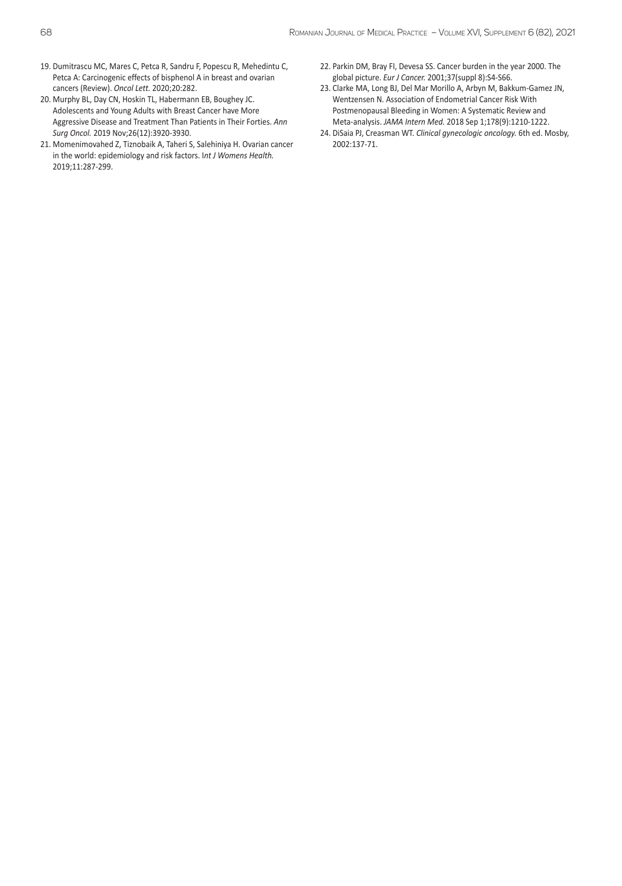19. Dumitrascu MC, Mares C, Petca R, Sandru F, Popescu R, Mehedintu C, Petca A: Carcinogenic effects of bisphenol A in breast and ovarian cancers (Review). *Oncol Lett.* 2020;20:282.
20. Murphy BL, Day CN, Hoskin TL, Habermann EB, Boughey JC. Adolescents and Young Adults with Breast Cancer have More Aggressive Disease and Treatment Than Patients in Their Forties. *Ann Surg Oncol.* 2019 Nov;26(12):3920-3930.
21. Momenimovahed Z, Tiznobaik A, Taheri S, Salehiniya H. Ovarian cancer in the world: epidemiology and risk factors. I*nt J Womens Health.* 2019;11:287-299.
22. Parkin DM, Bray FI, Devesa SS. Cancer burden in the year 2000. The global picture. *Eur J Cancer.* 2001;37(suppl 8):S4-S66.
23. Clarke MA, Long BJ, Del Mar Morillo A, Arbyn M, Bakkum-Gamez JN, Wentzensen N. Association of Endometrial Cancer Risk With Postmenopausal Bleeding in Women: A Systematic Review and Meta-analysis. *JAMA Intern Med.* 2018 Sep 1;178(9):1210-1222.
24. DiSaia PJ, Creasman WT. *Clinical gynecologic oncology.* 6th ed. Mosby, 2002:137-71.